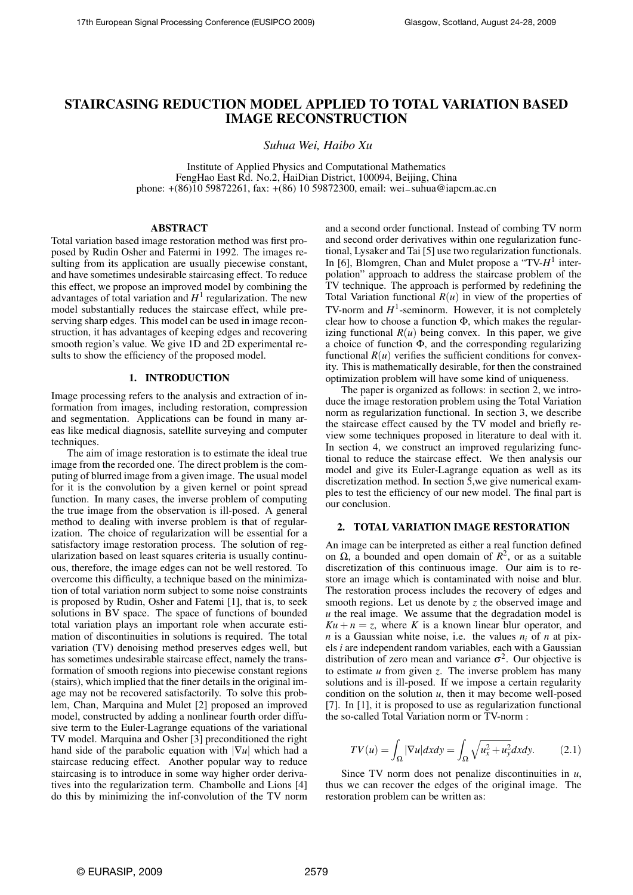# STAIRCASING REDUCTION MODEL APPLIED TO TOTAL VARIATION BASED IMAGE RECONSTRUCTION

*Suhua Wei, Haibo Xu*

Institute of Applied Physics and Computational Mathematics
FengHao East Rd. No.2, HaiDian District, 100094, Beijing, China
phone: +(86)10 59872261, fax: +(86) 10 59872300, email: wei_suhua@iapcm.ac.cn

## ABSTRACT

Total variation based image restoration method was first proposed by Rudin Osher and Fatermi in 1992. The images resulting from its application are usually piecewise constant, and have sometimes undesirable staircasing effect. To reduce this effect, we propose an improved model by combining the advantages of total variation and $H^1$ regularization. The new model substantially reduces the staircase effect, while preserving sharp edges. This model can be used in image reconstruction, it has advantages of keeping edges and recovering smooth region's value. We give 1D and 2D experimental results to show the efficiency of the proposed model.

## 1. INTRODUCTION

Image processing refers to the analysis and extraction of information from images, including restoration, compression and segmentation. Applications can be found in many areas like medical diagnosis, satellite surveying and computer techniques.

The aim of image restoration is to estimate the ideal true image from the recorded one. The direct problem is the computing of blurred image from a given image. The usual model for it is the convolution by a given kernel or point spread function. In many cases, the inverse problem of computing the true image from the observation is ill-posed. A general method to dealing with inverse problem is that of regularization. The choice of regularization will be essential for a satisfactory image restoration process. The solution of regularization based on least squares criteria is usually continuous, therefore, the image edges can not be well restored. To overcome this difficulty, a technique based on the minimization of total variation norm subject to some noise constraints is proposed by Rudin, Osher and Fatemi [1], that is, to seek solutions in BV space. The space of functions of bounded total variation plays an important role when accurate estimation of discontinuities in solutions is required. The total variation (TV) denoising method preserves edges well, but has sometimes undesirable staircase effect, namely the transformation of smooth regions into piecewise constant regions (stairs), which implied that the finer details in the original image may not be recovered satisfactorily. To solve this problem, Chan, Marquina and Mulet [2] proposed an improved model, constructed by adding a nonlinear fourth order diffusive term to the Euler-Lagrange equations of the variational TV model. Marquina and Osher [3] preconditioned the right hand side of the parabolic equation with $|\nabla u|$ which had a staircase reducing effect. Another popular way to reduce staircasing is to introduce in some way higher order derivatives into the regularization term. Chambolle and Lions [4] do this by minimizing the inf-convolution of the TV norm and a second order functional. Instead of combing TV norm and second order derivatives within one regularization functional, Lysaker and Tai [5] use two regularization functionals. In [6], Blomgren, Chan and Mulet propose a "TV-$H^1$ interpolation" approach to address the staircase problem of the TV technique. The approach is performed by redefining the Total Variation functional $R(u)$ in view of the properties of TV-norm and $H^1$-seminorm. However, it is not completely clear how to choose a function $\Phi$, which makes the regularizing functional $R(u)$ being convex. In this paper, we give a choice of function $\Phi$, and the corresponding regularizing functional $R(u)$ verifies the sufficient conditions for convexity. This is mathematically desirable, for then the constrained optimization problem will have some kind of uniqueness.

The paper is organized as follows: in section 2, we introduce the image restoration problem using the Total Variation norm as regularization functional. In section 3, we describe the staircase effect caused by the TV model and briefly review some techniques proposed in literature to deal with it. In section 4, we construct an improved regularizing functional to reduce the staircase effect. We then analysis our model and give its Euler-Lagrange equation as well as its discretization method. In section 5,we give numerical examples to test the efficiency of our new model. The final part is our conclusion.

## 2. TOTAL VARIATION IMAGE RESTORATION

An image can be interpreted as either a real function defined on $\Omega$, a bounded and open domain of $R^2$, or as a suitable discretization of this continuous image. Our aim is to restore an image which is contaminated with noise and blur. The restoration process includes the recovery of edges and smooth regions. Let us denote by $z$ the observed image and $u$ the real image. We assume that the degradation model is $Ku + n = z$, where $K$ is a known linear blur operator, and $n$ is a Gaussian white noise, i.e. the values $n_i$ of $n$ at pixels $i$ are independent random variables, each with a Gaussian distribution of zero mean and variance $\sigma^2$. Our objective is to estimate $u$ from given $z$. The inverse problem has many solutions and is ill-posed. If we impose a certain regularity condition on the solution $u$, then it may become well-posed [7]. In [1], it is proposed to use as regularization functional the so-called Total Variation norm or TV-norm :

$$TV(u) = \int_{\Omega} |\nabla u| dxdy = \int_{\Omega} \sqrt{u_x^2 + u_y^2} dxdy. \qquad (2.1)$$

Since TV norm does not penalize discontinuities in $u$, thus we can recover the edges of the original image. The restoration problem can be written as: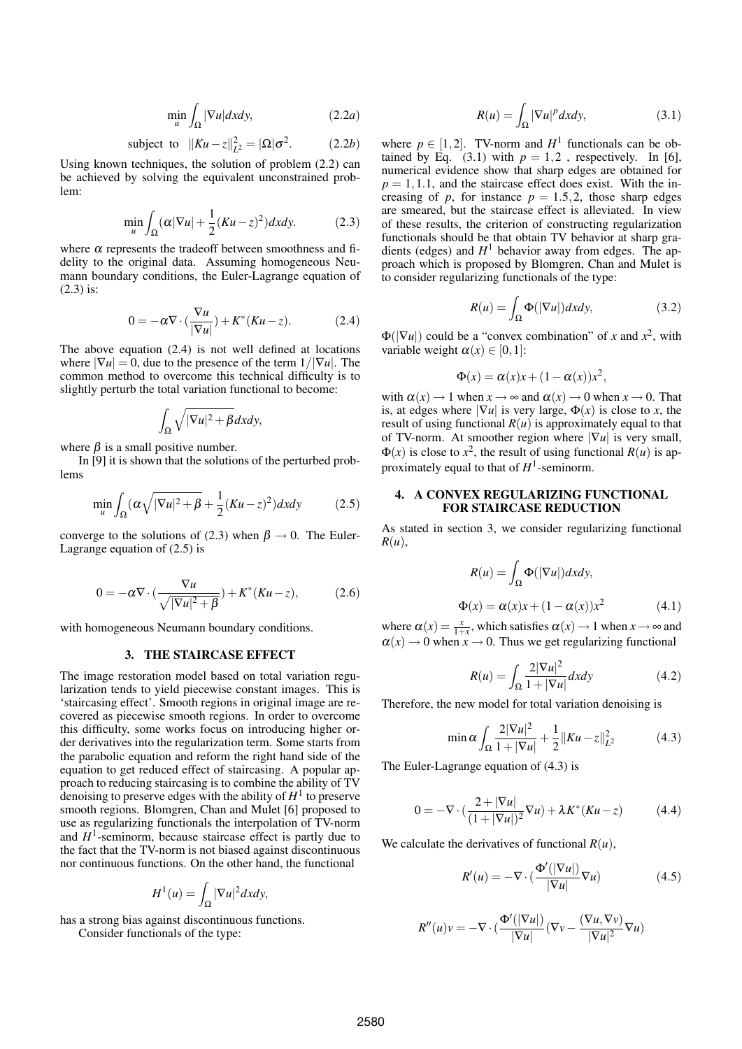$$\min_u \int_\Omega |\nabla u| dxdy, \tag{2.2a}$$

$$\text{subject to} \quad \|Ku - z\|_{L^2}^2 = |\Omega|\sigma^2. \tag{2.2b}$$

Using known techniques, the solution of problem (2.2) can be achieved by solving the equivalent unconstrained problem:

$$\min_u \int_\Omega (\alpha|\nabla u| + \frac{1}{2}(Ku - z)^2) dxdy. \tag{2.3}$$

where $\alpha$ represents the tradeoff between smoothness and fidelity to the original data. Assuming homogeneous Neumann boundary conditions, the Euler-Lagrange equation of (2.3) is:

$$0 = -\alpha\nabla \cdot (\frac{\nabla u}{|\nabla u|}) + K^*(Ku - z). \tag{2.4}$$

The above equation (2.4) is not well defined at locations where $|\nabla u| = 0$, due to the presence of the term $1/|\nabla u|$. The common method to overcome this technical difficulty is to slightly perturb the total variation functional to become:

$$\int_\Omega \sqrt{|\nabla u|^2 + \beta} dxdy,$$

where $\beta$ is a small positive number.

In [9] it is shown that the solutions of the perturbed problems

$$\min_u \int_\Omega (\alpha\sqrt{|\nabla u|^2 + \beta} + \frac{1}{2}(Ku - z)^2) dxdy \tag{2.5}$$

converge to the solutions of (2.3) when $\beta \to 0$. The Euler-Lagrange equation of (2.5) is

$$0 = -\alpha\nabla \cdot (\frac{\nabla u}{\sqrt{|\nabla u|^2 + \beta}}) + K^*(Ku - z), \tag{2.6}$$

with homogeneous Neumann boundary conditions.

## 3. THE STAIRCASE EFFECT

The image restoration model based on total variation regularization tends to yield piecewise constant images. This is 'staircasing effect'. Smooth regions in original image are recovered as piecewise smooth regions. In order to overcome this difficulty, some works focus on introducing higher order derivatives into the regularization term. Some starts from the parabolic equation and reform the right hand side of the equation to get reduced effect of staircasing. A popular approach to reducing staircasing is to combine the ability of TV denoising to preserve edges with the ability of $H^1$ to preserve smooth regions. Blomgren, Chan and Mulet [6] proposed to use as regularizing functionals the interpolation of TV-norm and $H^1$-seminorm, because staircase effect is partly due to the fact that the TV-norm is not biased against discontinuous nor continuous functions. On the other hand, the functional

$$H^1(u) = \int_\Omega |\nabla u|^2 dxdy,$$

has a strong bias against discontinuous functions.

Consider functionals of the type:

$$R(u) = \int_\Omega |\nabla u|^p dxdy, \tag{3.1}$$

where $p \in [1, 2]$. TV-norm and $H^1$ functionals can be obtained by Eq. (3.1) with $p = 1, 2$ , respectively. In [6], numerical evidence show that sharp edges are obtained for $p = 1, 1.1$, and the staircase effect does exist. With the increasing of $p$, for instance $p = 1.5, 2$, those sharp edges are smeared, but the staircase effect is alleviated. In view of these results, the criterion of constructing regularization functionals should be that obtain TV behavior at sharp gradients (edges) and $H^1$ behavior away from edges. The approach which is proposed by Blomgren, Chan and Mulet is to consider regularizing functionals of the type:

$$R(u) = \int_\Omega \Phi(|\nabla u|) dxdy, \tag{3.2}$$

$\Phi(|\nabla u|)$ could be a "convex combination" of $x$ and $x^2$, with variable weight $\alpha(x) \in [0, 1]$:

$$\Phi(x) = \alpha(x)x + (1 - \alpha(x))x^2,$$

with $\alpha(x) \to 1$ when $x \to \infty$ and $\alpha(x) \to 0$ when $x \to 0$. That is, at edges where $|\nabla u|$ is very large, $\Phi(x)$ is close to $x$, the result of using functional $R(u)$ is approximately equal to that of TV-norm. At smoother region where $|\nabla u|$ is very small, $\Phi(x)$ is close to $x^2$, the result of using functional $R(u)$ is approximately equal to that of $H^1$-seminorm.

## 4. A CONVEX REGULARIZING FUNCTIONAL FOR STAIRCASE REDUCTION

As stated in section 3, we consider regularizing functional $R(u)$,

$$R(u) = \int_\Omega \Phi(|\nabla u|) dxdy,$$

$$\Phi(x) = \alpha(x)x + (1 - \alpha(x))x^2 \tag{4.1}$$

where $\alpha(x) = \frac{x}{1+x}$, which satisfies $\alpha(x) \to 1$ when $x \to \infty$ and $\alpha(x) \to 0$ when $x \to 0$. Thus we get regularizing functional

$$R(u) = \int_\Omega \frac{2|\nabla u|^2}{1 + |\nabla u|} dxdy \tag{4.2}$$

Therefore, the new model for total variation denoising is

$$\min \alpha \int_\Omega \frac{2|\nabla u|^2}{1 + |\nabla u|} + \frac{1}{2}\|Ku - z\|_{L^2}^2 \tag{4.3}$$

The Euler-Lagrange equation of (4.3) is

$$0 = -\nabla \cdot (\frac{2 + |\nabla u|}{(1 + |\nabla u|)^2}\nabla u) + \lambda K^*(Ku - z) \tag{4.4}$$

We calculate the derivatives of functional $R(u)$,

$$R'(u) = -\nabla \cdot (\frac{\Phi'(|\nabla u|)}{|\nabla u|}\nabla u) \tag{4.5}$$

$$R''(u)v = -\nabla \cdot (\frac{\Phi'(|\nabla u|)}{|\nabla u|}(\nabla v - \frac{(\nabla u, \nabla v)}{|\nabla u|^2}\nabla u)$$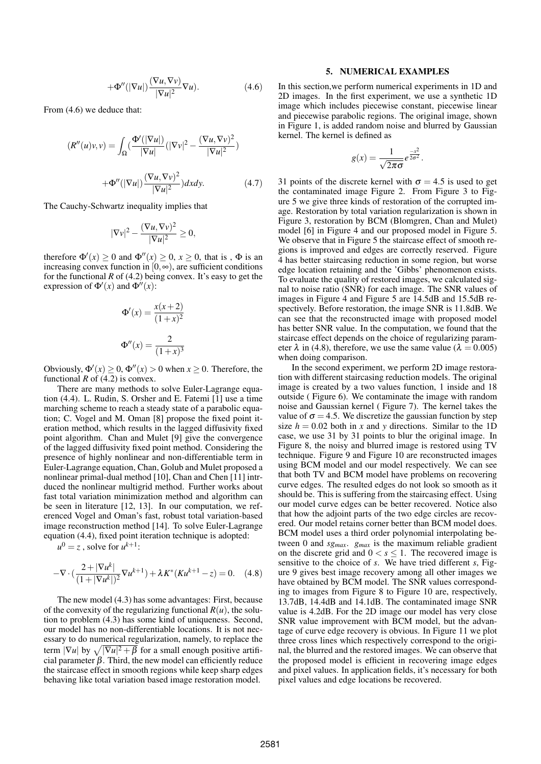$$+\Phi''(|\nabla u|)\frac{(\nabla u,\nabla v)}{|\nabla u|^2}\nabla u). \tag{4.6}$$

From (4.6) we deduce that:

$$(R''(u)v,v) = \int_\Omega (\frac{\Phi'(|\nabla u|)}{|\nabla u|}(|\nabla v|^2 - \frac{(\nabla u,\nabla v)^2}{|\nabla u|^2})$$

$$+\Phi''(|\nabla u|)\frac{(\nabla u,\nabla v)^2}{|\nabla u|^2})dxdy. \tag{4.7}$$

The Cauchy-Schwartz inequality implies that

$$|\nabla v|^2 - \frac{(\nabla u,\nabla v)^2}{|\nabla u|^2} \geq 0,$$

therefore $\Phi'(x) \geq 0$ and $\Phi''(x) \geq 0$, $x \geq 0$, that is , $\Phi$ is an increasing convex function in $[0,\infty)$, are sufficient conditions for the functional $R$ of (4.2) being convex. It's easy to get the expression of $\Phi'(x)$ and $\Phi''(x)$:

$$\Phi'(x) = \frac{x(x+2)}{(1+x)^2}$$

$$\Phi''(x) = \frac{2}{(1+x)^3}$$

Obviously, $\Phi'(x) \geq 0$, $\Phi''(x) > 0$ when $x \geq 0$. Therefore, the functional $R$ of (4.2) is convex.

There are many methods to solve Euler-Lagrange equation (4.4). L. Rudin, S. Orsher and E. Fatemi [1] use a time marching scheme to reach a steady state of a parabolic equation; C. Vogel and M. Oman [8] propose the fixed point iteration method, which results in the lagged diffusivity fixed point algorithm. Chan and Mulet [9] give the convergence of the lagged diffusivity fixed point method. Considering the presence of highly nonlinear and non-differentiable term in Euler-Lagrange equation, Chan, Golub and Mulet proposed a nonlinear primal-dual method [10], Chan and Chen [11] intrduced the nonlinear multigrid method. Further works about fast total variation minimization method and algorithm can be seen in literature [12, 13]. In our computation, we referenced Vogel and Oman's fast, robust total variation-based image reconstruction method [14]. To solve Euler-Lagrange equation (4.4), fixed point iteration technique is adopted:

$u^0 = z$ , solve for $u^{k+1}$:

$$-\nabla\cdot(\frac{2+|\nabla u^k|}{(1+|\nabla u^k|)^2}\nabla u^{k+1}) + \lambda K^*(Ku^{k+1}-z) = 0. \tag{4.8}$$

The new model (4.3) has some advantages: First, because of the convexity of the regularizing functional $R(u)$, the solution to problem (4.3) has some kind of uniqueness. Second, our model has no non-differentiable locations. It is not necessary to do numerical regularization, namely, to replace the term $|\nabla u|$ by $\sqrt{|\nabla u|^2+\beta}$ for a small enough positive artificial parameter $\beta$. Third, the new model can efficiently reduce the staircase effect in smooth regions while keep sharp edges behaving like total variation based image restoration model.

## 5. NUMERICAL EXAMPLES

In this section,we perform numerical experiments in 1D and 2D images. In the first experiment, we use a synthetic 1D image which includes piecewise constant, piecewise linear and piecewise parabolic regions. The original image, shown in Figure 1, is added random noise and blurred by Gaussian kernel. The kernel is defined as

$$g(x) = \frac{1}{\sqrt{2\pi}\sigma}e^{\frac{-x^2}{2\sigma^2}}.$$

31 points of the discrete kernel with $\sigma = 4.5$ is used to get the contaminated image Figure 2. From Figure 3 to Figure 5 we give three kinds of restoration of the corrupted image. Restoration by total variation regularization is shown in Figure 3, restoration by BCM (Blomgren, Chan and Mulet) model [6] in Figure 4 and our proposed model in Figure 5. We observe that in Figure 5 the staircase effect of smooth regions is improved and edges are correctly reserved. Figure 4 has better staircasing reduction in some region, but worse edge location retaining and the 'Gibbs' phenomenon exists. To evaluate the quality of restored images, we calculated signal to noise ratio (SNR) for each image. The SNR values of images in Figure 4 and Figure 5 are 14.5dB and 15.5dB respectively. Before restoration, the image SNR is 11.8dB. We can see that the reconstructed image with proposed model has better SNR value. In the computation, we found that the staircase effect depends on the choice of regularizing parameter $\lambda$ in (4.8), therefore, we use the same value ($\lambda = 0.005$) when doing comparison.

In the second experiment, we perform 2D image restoration with different staircasing reduction models. The original image is created by a two values function, 1 inside and 18 outside ( Figure 6). We contaminate the image with random noise and Gaussian kernel ( Figure 7). The kernel takes the value of $\sigma = 4.5$. We discretize the gaussian function by step size $h = 0.02$ both in $x$ and $y$ directions. Similar to the 1D case, we use 31 by 31 points to blur the original image. In Figure 8, the noisy and blurred image is restored using TV technique. Figure 9 and Figure 10 are reconstructed images using BCM model and our model respectively. We can see that both TV and BCM model have problems on recovering curve edges. The resulted edges do not look so smooth as it should be. This is suffering from the staircasing effect. Using our model curve edges can be better recovered. Notice also that how the adjoint parts of the two edge circles are recovered. Our model retains corner better than BCM model does. BCM model uses a third order polynomial interpolating between 0 and $sg_{max}$. $g_{max}$ is the maximum reliable gradient on the discrete grid and $0 < s \leq 1$. The recovered image is sensitive to the choice of $s$. We have tried different $s$, Figure 9 gives best image recovery among all other images we have obtained by BCM model. The SNR values corresponding to images from Figure 8 to Figure 10 are, respectively, 13.7dB, 14.4dB and 14.1dB. The contaminated image SNR value is 4.2dB. For the 2D image our model has very close SNR value improvement with BCM model, but the advantage of curve edge recovery is obvious. In Figure 11 we plot three cross lines which respectively correspond to the original, the blurred and the restored images. We can observe that the proposed model is efficient in recovering image edges and pixel values. In application fields, it's necessary for both pixel values and edge locations be recovered.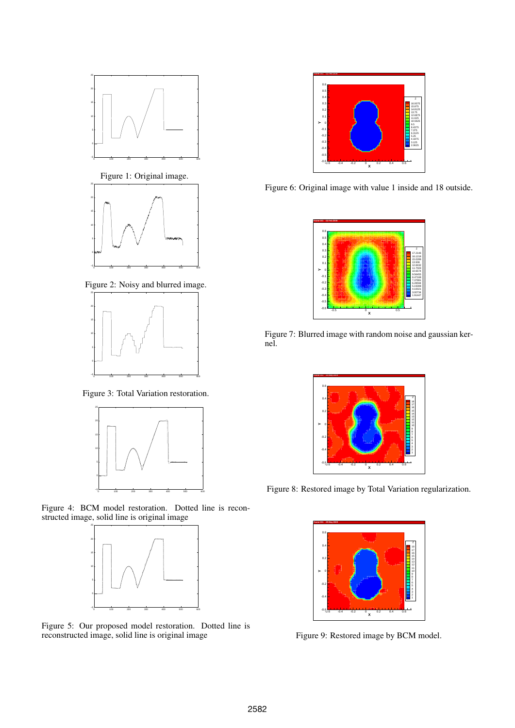Figure 1: Original image.

Figure 2: Noisy and blurred image.

Figure 3: Total Variation restoration.

Figure 4: BCM model restoration. Dotted line is reconstructed image, solid line is original image

Figure 5: Our proposed model restoration. Dotted line is reconstructed image, solid line is original image

Figure 6: Original image with value 1 inside and 18 outside.

Figure 7: Blurred image with random noise and gaussian kernel.

Figure 8: Restored image by Total Variation regularization.

Figure 9: Restored image by BCM model.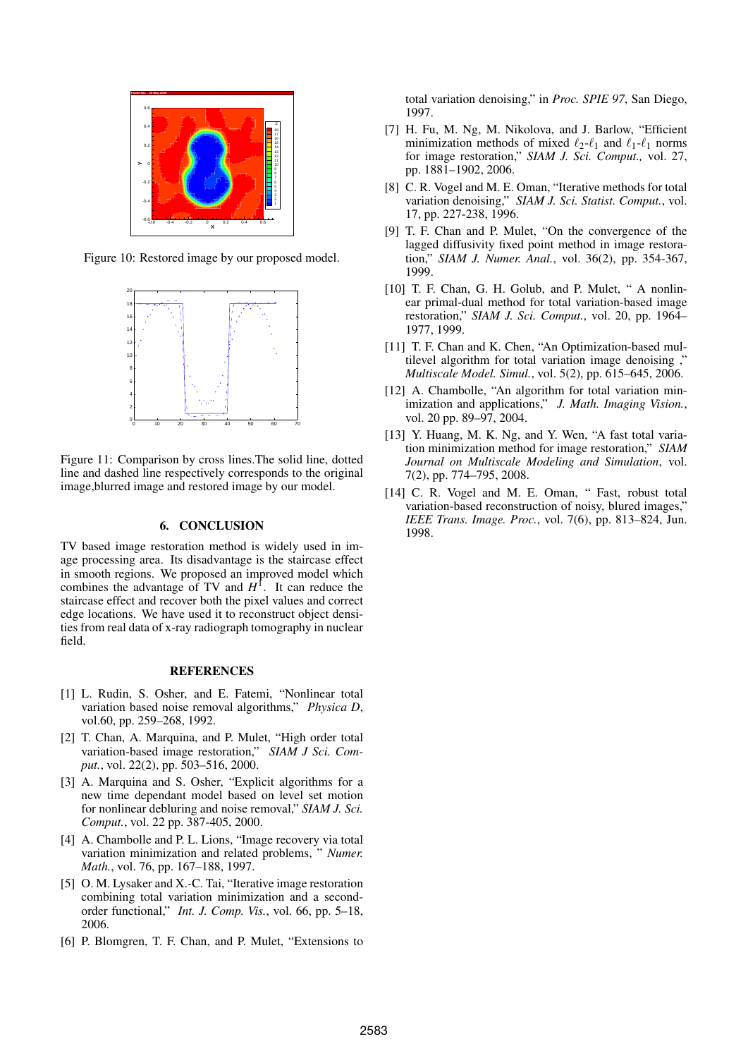Figure 10: Restored image by our proposed model.

Figure 11: Comparison by cross lines.The solid line, dotted line and dashed line respectively corresponds to the original image,blurred image and restored image by our model.

## 6. CONCLUSION

TV based image restoration method is widely used in image processing area. Its disadvantage is the staircase effect in smooth regions. We proposed an improved model which combines the advantage of TV and $H^1$. It can reduce the staircase effect and recover both the pixel values and correct edge locations. We have used it to reconstruct object densities from real data of x-ray radiograph tomography in nuclear field.

## REFERENCES

[1] L. Rudin, S. Osher, and E. Fatemi, "Nonlinear total variation based noise removal algorithms," *Physica D*, vol.60, pp. 259–268, 1992.

[2] T. Chan, A. Marquina, and P. Mulet, "High order total variation-based image restoration," *SIAM J Sci. Comput.*, vol. 22(2), pp. 503–516, 2000.

[3] A. Marquina and S. Osher, "Explicit algorithms for a new time dependant model based on level set motion for nonlinear deblurring and noise removal," *SIAM J. Sci. Comput.*, vol. 22 pp. 387-405, 2000.

[4] A. Chambolle and P. L. Lions, "Image recovery via total variation minimization and related problems, " *Numer. Math.*, vol. 76, pp. 167–188, 1997.

[5] O. M. Lysaker and X.-C. Tai, "Iterative image restoration combining total variation minimization and a second-order functional," *Int. J. Comp. Vis.*, vol. 66, pp. 5–18, 2006.

[6] P. Blomgren, T. F. Chan, and P. Mulet, "Extensions to total variation denoising," in *Proc. SPIE 97*, San Diego, 1997.

[7] H. Fu, M. Ng, M. Nikolova, and J. Barlow, "Efficient minimization methods of mixed $\ell_2$-$\ell_1$ and $\ell_1$-$\ell_1$ norms for image restoration," *SIAM J. Sci. Comput.,* vol. 27, pp. 1881–1902, 2006.

[8] C. R. Vogel and M. E. Oman, "Iterative methods for total variation denoising," *SIAM J. Sci. Statist. Comput.*, vol. 17, pp. 227-238, 1996.

[9] T. F. Chan and P. Mulet, "On the convergence of the lagged diffusivity fixed point method in image restoration," *SIAM J. Numer. Anal.*, vol. 36(2), pp. 354-367, 1999.

[10] T. F. Chan, G. H. Golub, and P. Mulet, " A nonlinear primal-dual method for total variation-based image restoration," *SIAM J. Sci. Comput.*, vol. 20, pp. 1964–1977, 1999.

[11] T. F. Chan and K. Chen, "An Optimization-based multilevel algorithm for total variation image denoising ," *Multiscale Model. Simul.*, vol. 5(2), pp. 615–645, 2006.

[12] A. Chambolle, "An algorithm for total variation minimization and applications," *J. Math. Imaging Vision.*, vol. 20 pp. 89–97, 2004.

[13] Y. Huang, M. K. Ng, and Y. Wen, "A fast total variation minimization method for image restoration," *SIAM Journal on Multiscale Modeling and Simulation*, vol. 7(2), pp. 774–795, 2008.

[14] C. R. Vogel and M. E. Oman, " Fast, robust total variation-based reconstruction of noisy, blured images," *IEEE Trans. Image. Proc.*, vol. 7(6), pp. 813–824, Jun. 1998.